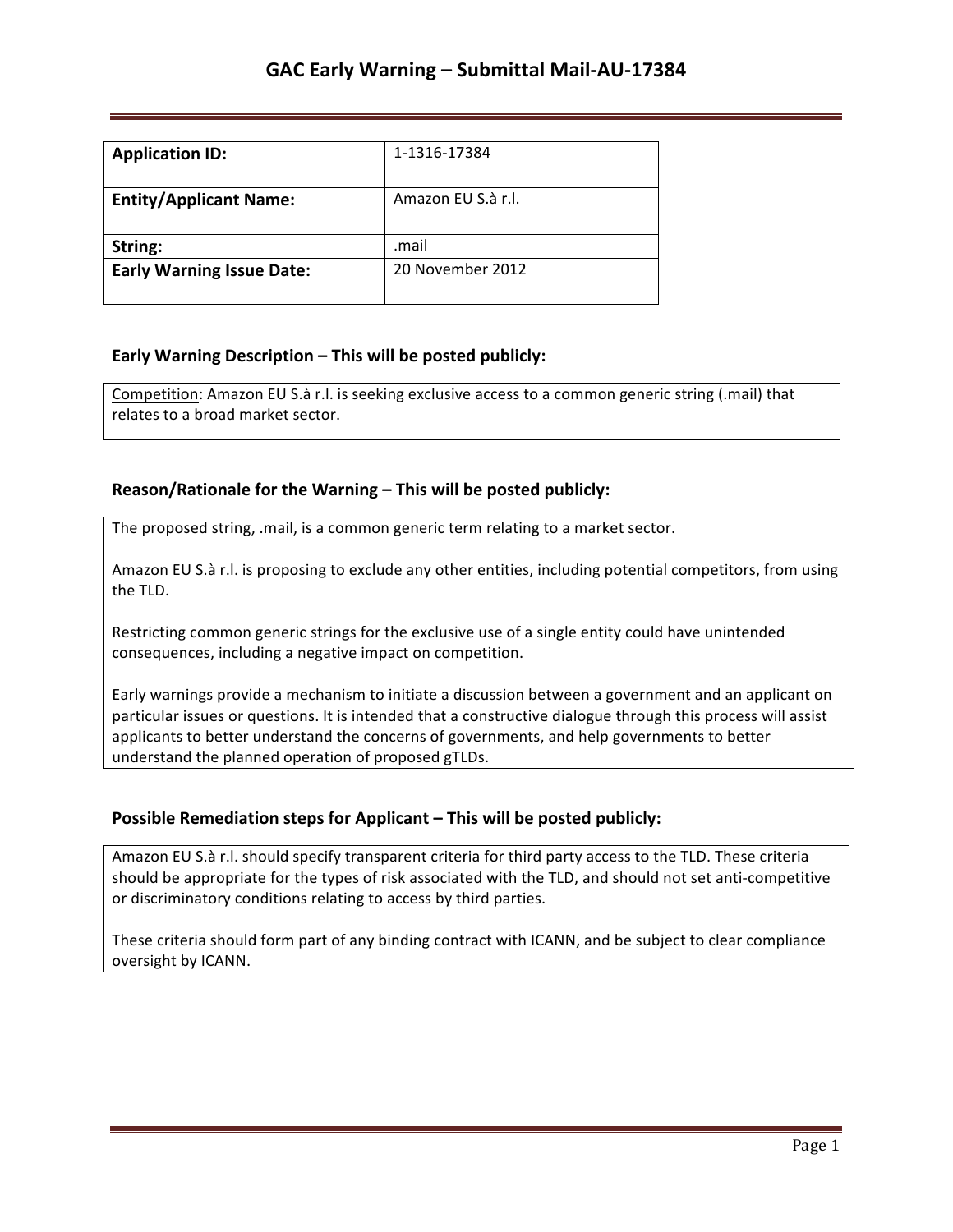# GAC Early Warning – Submittal Mail-AU-17384

| **Application ID:** | 1-1316-17384 |
|---|---|
| **Entity/Applicant Name:** | Amazon EU S.à r.l. |
| **String:** | .mail |
| **Early Warning Issue Date:** | 20 November 2012 |

### Early Warning Description – This will be posted publicly:

Competition: Amazon EU S.à r.l. is seeking exclusive access to a common generic string (.mail) that relates to a broad market sector.

### Reason/Rationale for the Warning – This will be posted publicly:

The proposed string, .mail, is a common generic term relating to a market sector.

Amazon EU S.à r.l. is proposing to exclude any other entities, including potential competitors, from using the TLD.

Restricting common generic strings for the exclusive use of a single entity could have unintended consequences, including a negative impact on competition.

Early warnings provide a mechanism to initiate a discussion between a government and an applicant on particular issues or questions. It is intended that a constructive dialogue through this process will assist applicants to better understand the concerns of governments, and help governments to better understand the planned operation of proposed gTLDs.

### Possible Remediation steps for Applicant – This will be posted publicly:

Amazon EU S.à r.l. should specify transparent criteria for third party access to the TLD. These criteria should be appropriate for the types of risk associated with the TLD, and should not set anti-competitive or discriminatory conditions relating to access by third parties.

These criteria should form part of any binding contract with ICANN, and be subject to clear compliance oversight by ICANN.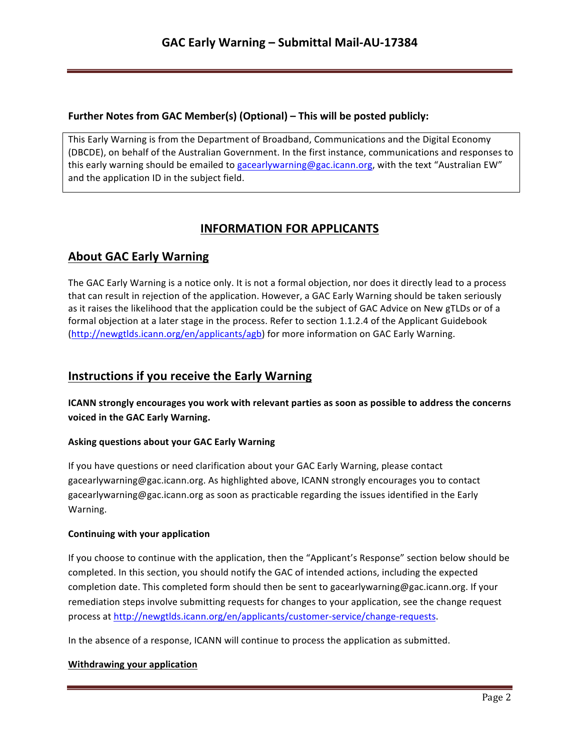**Further Notes from GAC Member(s) (Optional) – This will be posted publicly:**

This Early Warning is from the Department of Broadband, Communications and the Digital Economy (DBCDE), on behalf of the Australian Government. In the first instance, communications and responses to this early warning should be emailed to gacearlywarning@gac.icann.org, with the text "Australian EW" and the application ID in the subject field.

## INFORMATION FOR APPLICANTS

## About GAC Early Warning

The GAC Early Warning is a notice only. It is not a formal objection, nor does it directly lead to a process that can result in rejection of the application. However, a GAC Early Warning should be taken seriously as it raises the likelihood that the application could be the subject of GAC Advice on New gTLDs or of a formal objection at a later stage in the process. Refer to section 1.1.2.4 of the Applicant Guidebook (http://newgtlds.icann.org/en/applicants/agb) for more information on GAC Early Warning.

## Instructions if you receive the Early Warning

**ICANN strongly encourages you work with relevant parties as soon as possible to address the concerns voiced in the GAC Early Warning.**

#### Asking questions about your GAC Early Warning

If you have questions or need clarification about your GAC Early Warning, please contact gacearlywarning@gac.icann.org. As highlighted above, ICANN strongly encourages you to contact gacearlywarning@gac.icann.org as soon as practicable regarding the issues identified in the Early Warning.

#### Continuing with your application

If you choose to continue with the application, then the "Applicant's Response" section below should be completed. In this section, you should notify the GAC of intended actions, including the expected completion date. This completed form should then be sent to gacearlywarning@gac.icann.org. If your remediation steps involve submitting requests for changes to your application, see the change request process at http://newgtlds.icann.org/en/applicants/customer-service/change-requests.

In the absence of a response, ICANN will continue to process the application as submitted.

#### Withdrawing your application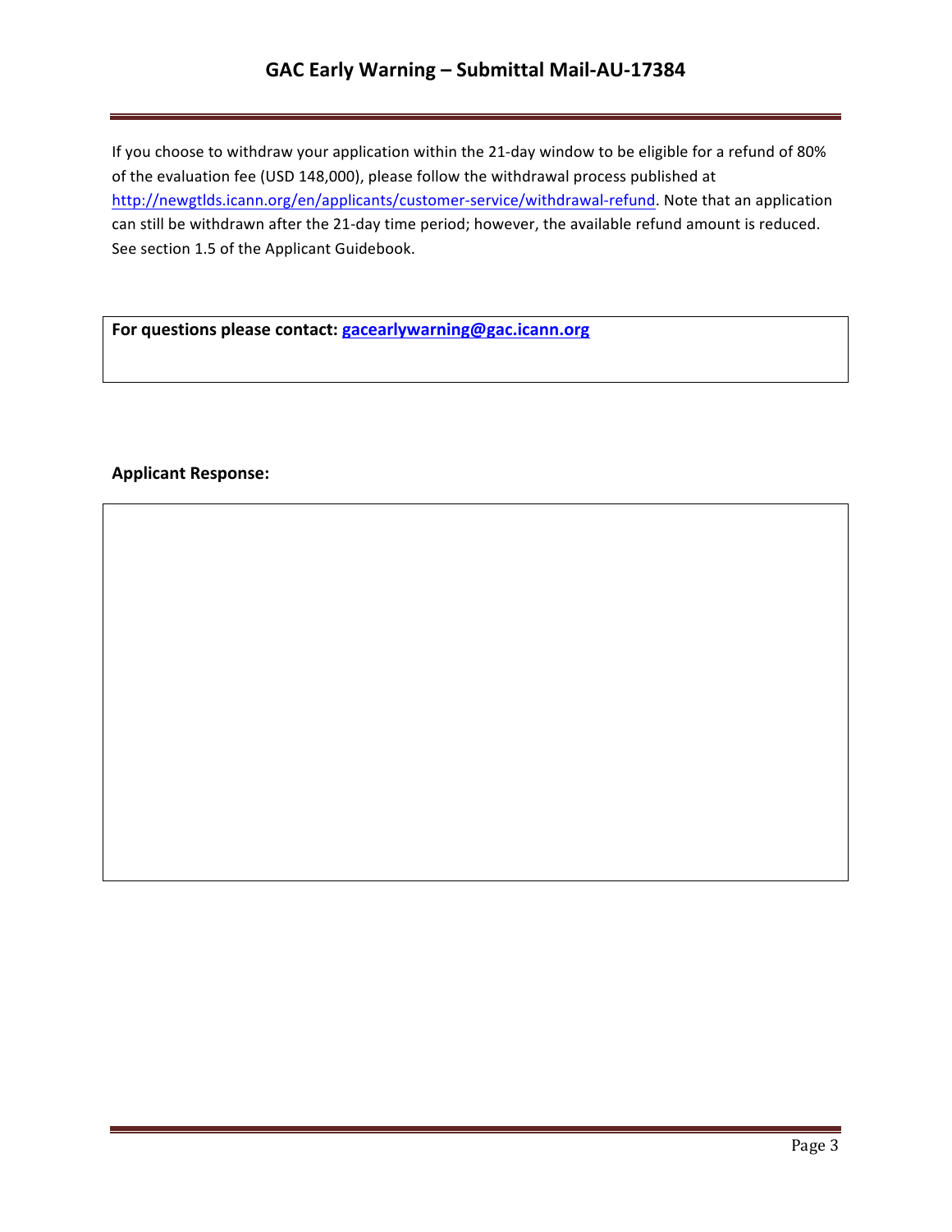If you choose to withdraw your application within the 21-day window to be eligible for a refund of 80% of the evaluation fee (USD 148,000), please follow the withdrawal process published at http://newgtlds.icann.org/en/applicants/customer-service/withdrawal-refund. Note that an application can still be withdrawn after the 21-day time period; however, the available refund amount is reduced. See section 1.5 of the Applicant Guidebook.

**For questions please contact: gacearlywarning@gac.icann.org**

**Applicant Response:**